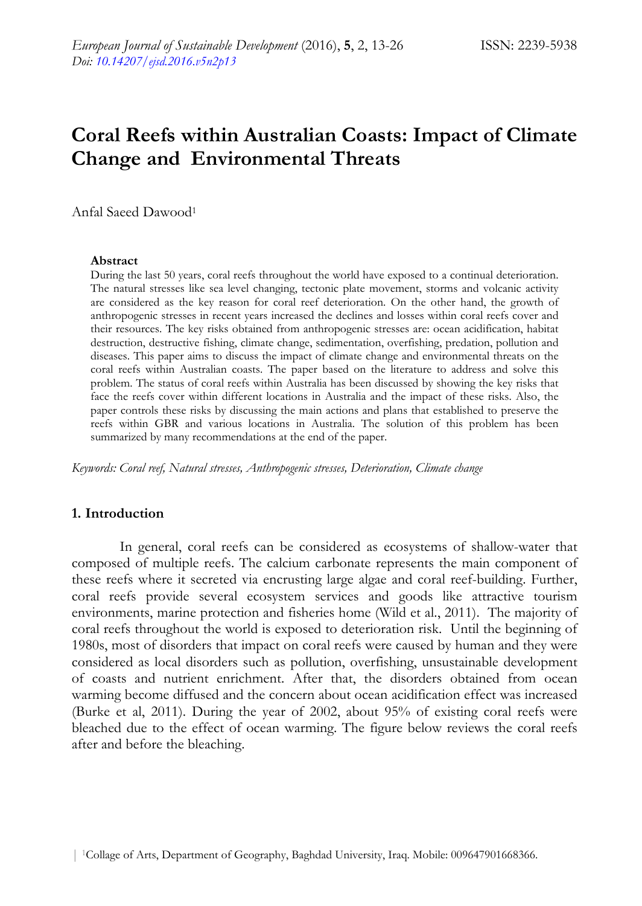# Coral Reefs within Australian Coasts: Impact of Climate Change and Environmental Threats

Anfal Saeed Dawood[1]

**Abstract**

During the last 50 years, coral reefs throughout the world have exposed to a continual deterioration. The natural stresses like sea level changing, tectonic plate movement, storms and volcanic activity are considered as the key reason for coral reef deterioration. On the other hand, the growth of anthropogenic stresses in recent years increased the declines and losses within coral reefs cover and their resources. The key risks obtained from anthropogenic stresses are: ocean acidification, habitat destruction, destructive fishing, climate change, sedimentation, overfishing, predation, pollution and diseases. This paper aims to discuss the impact of climate change and environmental threats on the coral reefs within Australian coasts. The paper based on the literature to address and solve this problem. The status of coral reefs within Australia has been discussed by showing the key risks that face the reefs cover within different locations in Australia and the impact of these risks. Also, the paper controls these risks by discussing the main actions and plans that established to preserve the reefs within GBR and various locations in Australia. The solution of this problem has been summarized by many recommendations at the end of the paper.

*Keywords: Coral reef, Natural stresses, Anthropogenic stresses, Deterioration, Climate change*

## 1. Introduction

In general, coral reefs can be considered as ecosystems of shallow-water that composed of multiple reefs. The calcium carbonate represents the main component of these reefs where it secreted via encrusting large algae and coral reef-building. Further, coral reefs provide several ecosystem services and goods like attractive tourism environments, marine protection and fisheries home (Wild et al., 2011). The majority of coral reefs throughout the world is exposed to deterioration risk. Until the beginning of 1980s, most of disorders that impact on coral reefs were caused by human and they were considered as local disorders such as pollution, overfishing, unsustainable development of coasts and nutrient enrichment. After that, the disorders obtained from ocean warming become diffused and the concern about ocean acidification effect was increased (Burke et al, 2011). During the year of 2002, about 95% of existing coral reefs were bleached due to the effect of ocean warming. The figure below reviews the coral reefs after and before the bleaching.

[1]Collage of Arts, Department of Geography, Baghdad University, Iraq. Mobile: 009647901668366.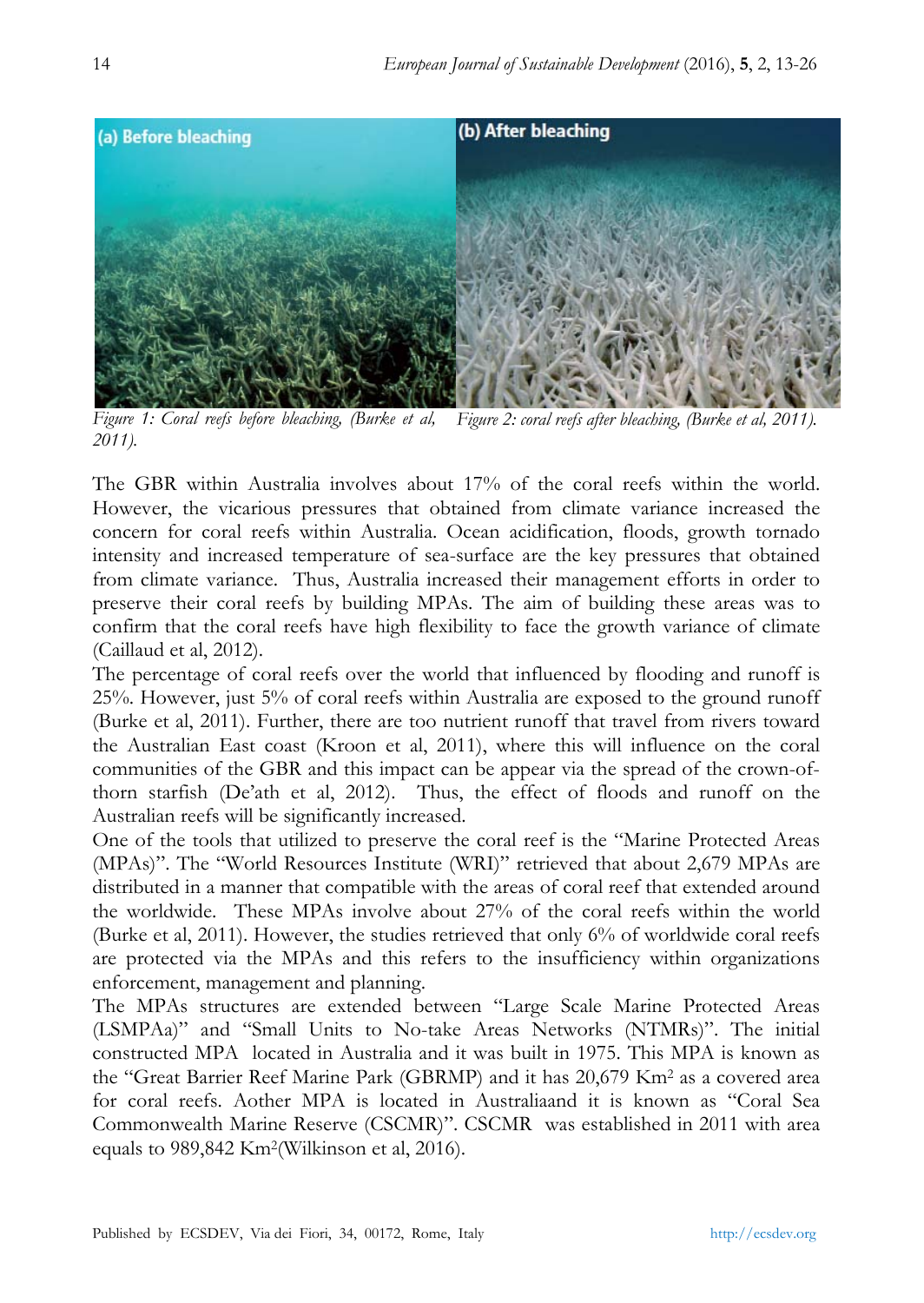*Figure 1: Coral reefs before bleaching, (Burke et al, 2011).*

*Figure 2: coral reefs after bleaching, (Burke et al, 2011).*

The GBR within Australia involves about 17% of the coral reefs within the world. However, the vicarious pressures that obtained from climate variance increased the concern for coral reefs within Australia. Ocean acidification, floods, growth tornado intensity and increased temperature of sea-surface are the key pressures that obtained from climate variance. Thus, Australia increased their management efforts in order to preserve their coral reefs by building MPAs. The aim of building these areas was to confirm that the coral reefs have high flexibility to face the growth variance of climate (Caillaud et al, 2012).

The percentage of coral reefs over the world that influenced by flooding and runoff is 25%. However, just 5% of coral reefs within Australia are exposed to the ground runoff (Burke et al, 2011). Further, there are too nutrient runoff that travel from rivers toward the Australian East coast (Kroon et al, 2011), where this will influence on the coral communities of the GBR and this impact can be appear via the spread of the crown-of-thorn starfish (De'ath et al, 2012). Thus, the effect of floods and runoff on the Australian reefs will be significantly increased.

One of the tools that utilized to preserve the coral reef is the "Marine Protected Areas (MPAs)". The "World Resources Institute (WRI)" retrieved that about 2,679 MPAs are distributed in a manner that compatible with the areas of coral reef that extended around the worldwide. These MPAs involve about 27% of the coral reefs within the world (Burke et al, 2011). However, the studies retrieved that only 6% of worldwide coral reefs are protected via the MPAs and this refers to the insufficiency within organizations enforcement, management and planning.

The MPAs structures are extended between "Large Scale Marine Protected Areas (LSMPAa)" and "Small Units to No-take Areas Networks (NTMRs)". The initial constructed MPA located in Australia and it was built in 1975. This MPA is known as the "Great Barrier Reef Marine Park (GBRMP) and it has 20,679 Km$^2$ as a covered area for coral reefs. Aother MPA is located in Australiaand it is known as "Coral Sea Commonwealth Marine Reserve (CSCMR)". CSCMR was established in 2011 with area equals to 989,842 Km$^2$(Wilkinson et al, 2016).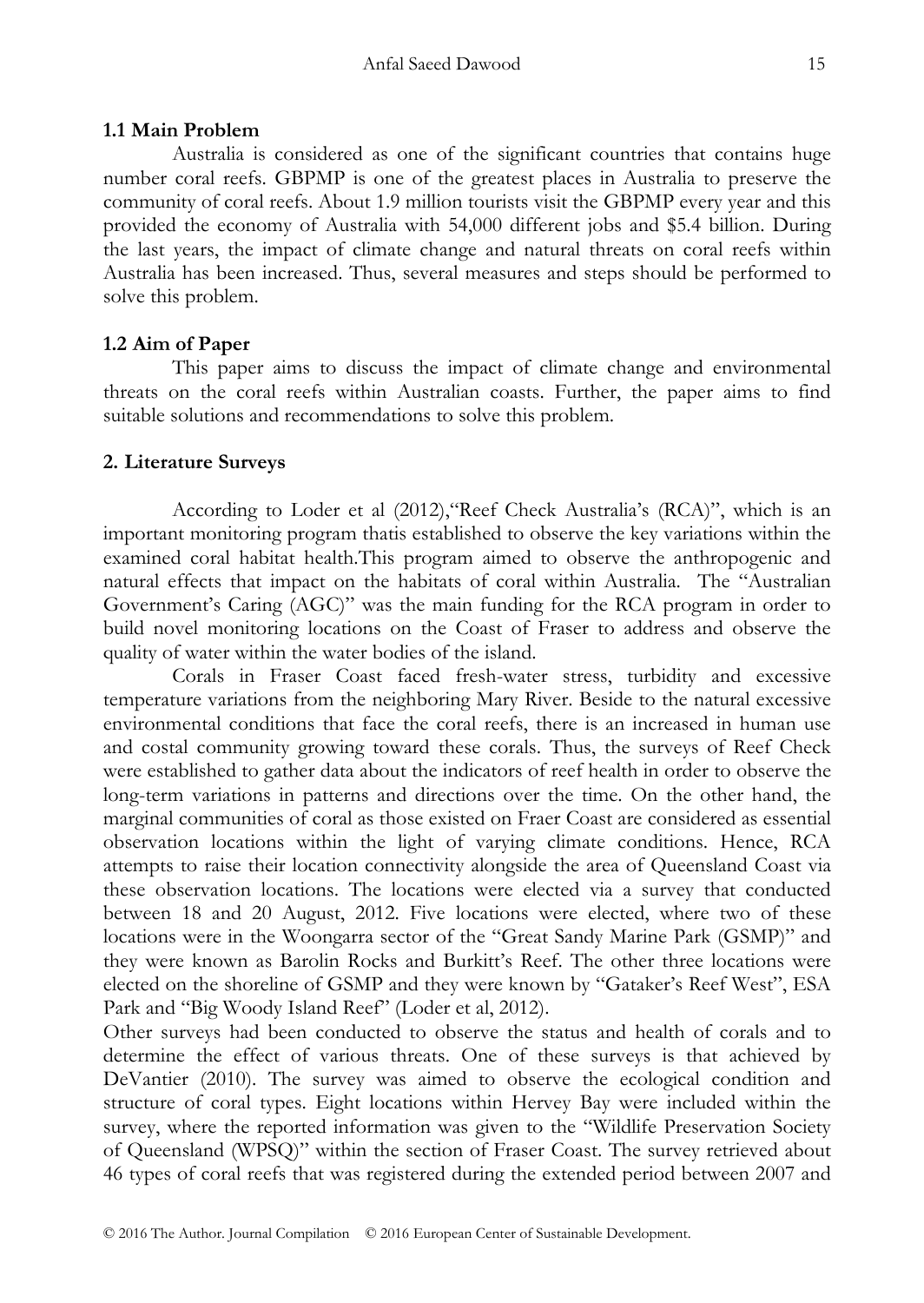### 1.1 Main Problem

Australia is considered as one of the significant countries that contains huge number coral reefs. GBPMP is one of the greatest places in Australia to preserve the community of coral reefs. About 1.9 million tourists visit the GBPMP every year and this provided the economy of Australia with 54,000 different jobs and $5.4 billion. During the last years, the impact of climate change and natural threats on coral reefs within Australia has been increased. Thus, several measures and steps should be performed to solve this problem.

### 1.2 Aim of Paper

This paper aims to discuss the impact of climate change and environmental threats on the coral reefs within Australian coasts. Further, the paper aims to find suitable solutions and recommendations to solve this problem.

## 2. Literature Surveys

According to Loder et al (2012),"Reef Check Australia's (RCA)", which is an important monitoring program thatis established to observe the key variations within the examined coral habitat health.This program aimed to observe the anthropogenic and natural effects that impact on the habitats of coral within Australia. The "Australian Government's Caring (AGC)" was the main funding for the RCA program in order to build novel monitoring locations on the Coast of Fraser to address and observe the quality of water within the water bodies of the island.

Corals in Fraser Coast faced fresh-water stress, turbidity and excessive temperature variations from the neighboring Mary River. Beside to the natural excessive environmental conditions that face the coral reefs, there is an increased in human use and costal community growing toward these corals. Thus, the surveys of Reef Check were established to gather data about the indicators of reef health in order to observe the long-term variations in patterns and directions over the time. On the other hand, the marginal communities of coral as those existed on Fraer Coast are considered as essential observation locations within the light of varying climate conditions. Hence, RCA attempts to raise their location connectivity alongside the area of Queensland Coast via these observation locations. The locations were elected via a survey that conducted between 18 and 20 August, 2012. Five locations were elected, where two of these locations were in the Woongarra sector of the "Great Sandy Marine Park (GSMP)" and they were known as Barolin Rocks and Burkitt's Reef. The other three locations were elected on the shoreline of GSMP and they were known by "Gataker's Reef West", ESA Park and "Big Woody Island Reef" (Loder et al, 2012).

Other surveys had been conducted to observe the status and health of corals and to determine the effect of various threats. One of these surveys is that achieved by DeVantier (2010). The survey was aimed to observe the ecological condition and structure of coral types. Eight locations within Hervey Bay were included within the survey, where the reported information was given to the "Wildlife Preservation Society of Queensland (WPSQ)" within the section of Fraser Coast. The survey retrieved about 46 types of coral reefs that was registered during the extended period between 2007 and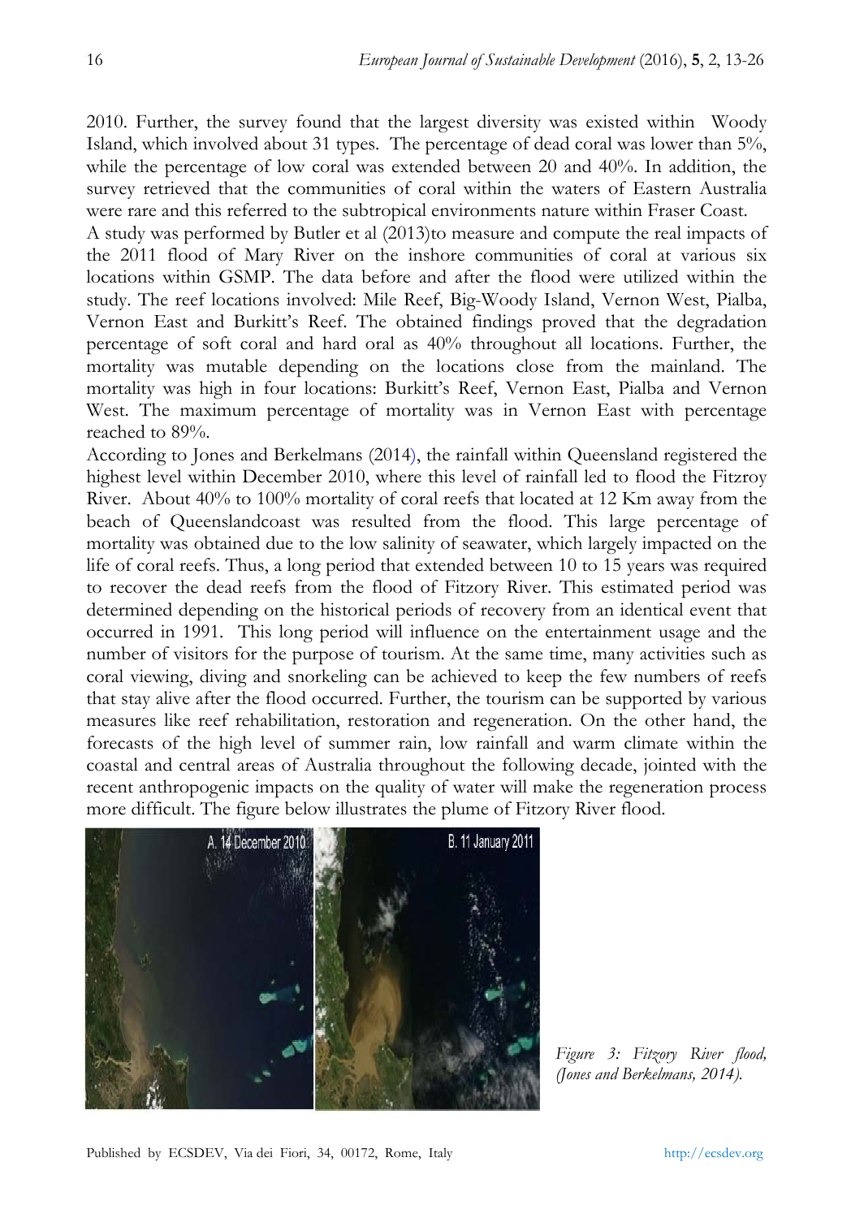2010. Further, the survey found that the largest diversity was existed within Woody Island, which involved about 31 types. The percentage of dead coral was lower than 5%, while the percentage of low coral was extended between 20 and 40%. In addition, the survey retrieved that the communities of coral within the waters of Eastern Australia were rare and this referred to the subtropical environments nature within Fraser Coast.

A study was performed by Butler et al (2013)to measure and compute the real impacts of the 2011 flood of Mary River on the inshore communities of coral at various six locations within GSMP. The data before and after the flood were utilized within the study. The reef locations involved: Mile Reef, Big-Woody Island, Vernon West, Pialba, Vernon East and Burkitt's Reef. The obtained findings proved that the degradation percentage of soft coral and hard oral as 40% throughout all locations. Further, the mortality was mutable depending on the locations close from the mainland. The mortality was high in four locations: Burkitt's Reef, Vernon East, Pialba and Vernon West. The maximum percentage of mortality was in Vernon East with percentage reached to 89%.

According to Jones and Berkelmans (2014), the rainfall within Queensland registered the highest level within December 2010, where this level of rainfall led to flood the Fitzroy River. About 40% to 100% mortality of coral reefs that located at 12 Km away from the beach of Queenslandcoast was resulted from the flood. This large percentage of mortality was obtained due to the low salinity of seawater, which largely impacted on the life of coral reefs. Thus, a long period that extended between 10 to 15 years was required to recover the dead reefs from the flood of Fitzory River. This estimated period was determined depending on the historical periods of recovery from an identical event that occurred in 1991. This long period will influence on the entertainment usage and the number of visitors for the purpose of tourism. At the same time, many activities such as coral viewing, diving and snorkeling can be achieved to keep the few numbers of reefs that stay alive after the flood occurred. Further, the tourism can be supported by various measures like reef rehabilitation, restoration and regeneration. On the other hand, the forecasts of the high level of summer rain, low rainfall and warm climate within the coastal and central areas of Australia throughout the following decade, jointed with the recent anthropogenic impacts on the quality of water will make the regeneration process more difficult. The figure below illustrates the plume of Fitzory River flood.

*Figure 3: Fitzory River flood, (Jones and Berkelmans, 2014).*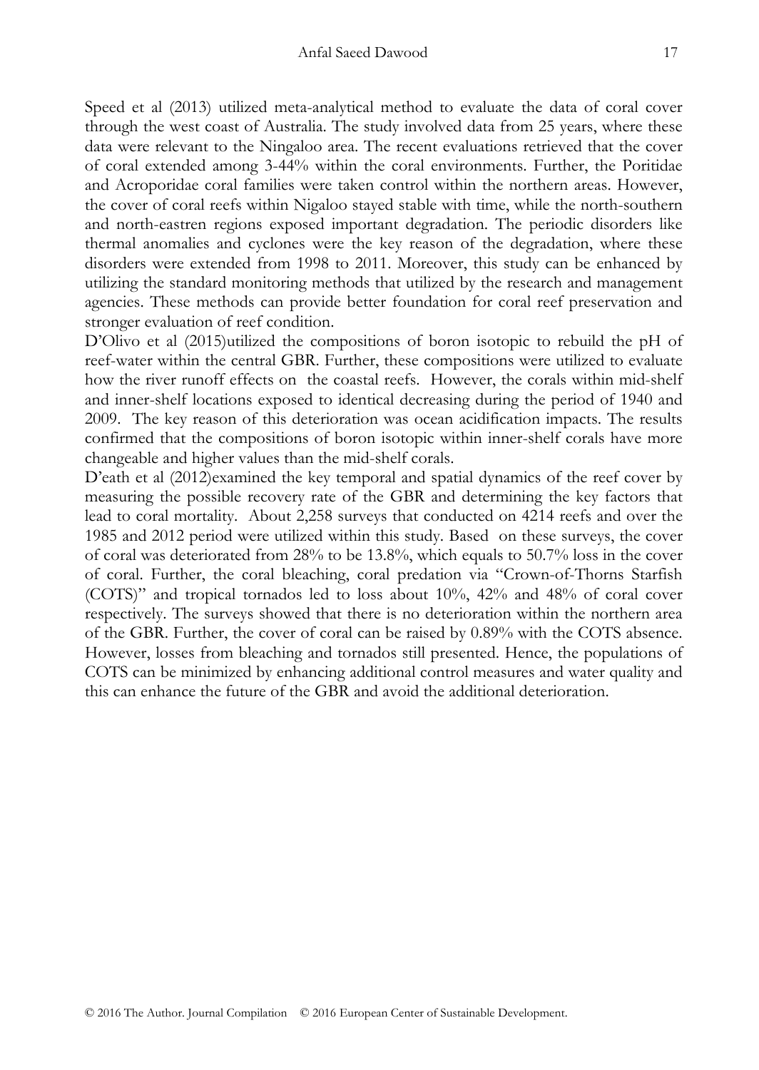Speed et al (2013) utilized meta-analytical method to evaluate the data of coral cover through the west coast of Australia. The study involved data from 25 years, where these data were relevant to the Ningaloo area. The recent evaluations retrieved that the cover of coral extended among 3-44% within the coral environments. Further, the Poritidae and Acroporidae coral families were taken control within the northern areas. However, the cover of coral reefs within Nigaloo stayed stable with time, while the north-southern and north-eastren regions exposed important degradation. The periodic disorders like thermal anomalies and cyclones were the key reason of the degradation, where these disorders were extended from 1998 to 2011. Moreover, this study can be enhanced by utilizing the standard monitoring methods that utilized by the research and management agencies. These methods can provide better foundation for coral reef preservation and stronger evaluation of reef condition.

D'Olivo et al (2015)utilized the compositions of boron isotopic to rebuild the pH of reef-water within the central GBR. Further, these compositions were utilized to evaluate how the river runoff effects on the coastal reefs. However, the corals within mid-shelf and inner-shelf locations exposed to identical decreasing during the period of 1940 and 2009. The key reason of this deterioration was ocean acidification impacts. The results confirmed that the compositions of boron isotopic within inner-shelf corals have more changeable and higher values than the mid-shelf corals.

D'eath et al (2012)examined the key temporal and spatial dynamics of the reef cover by measuring the possible recovery rate of the GBR and determining the key factors that lead to coral mortality. About 2,258 surveys that conducted on 4214 reefs and over the 1985 and 2012 period were utilized within this study. Based on these surveys, the cover of coral was deteriorated from 28% to be 13.8%, which equals to 50.7% loss in the cover of coral. Further, the coral bleaching, coral predation via "Crown-of-Thorns Starfish (COTS)" and tropical tornados led to loss about 10%, 42% and 48% of coral cover respectively. The surveys showed that there is no deterioration within the northern area of the GBR. Further, the cover of coral can be raised by 0.89% with the COTS absence. However, losses from bleaching and tornados still presented. Hence, the populations of COTS can be minimized by enhancing additional control measures and water quality and this can enhance the future of the GBR and avoid the additional deterioration.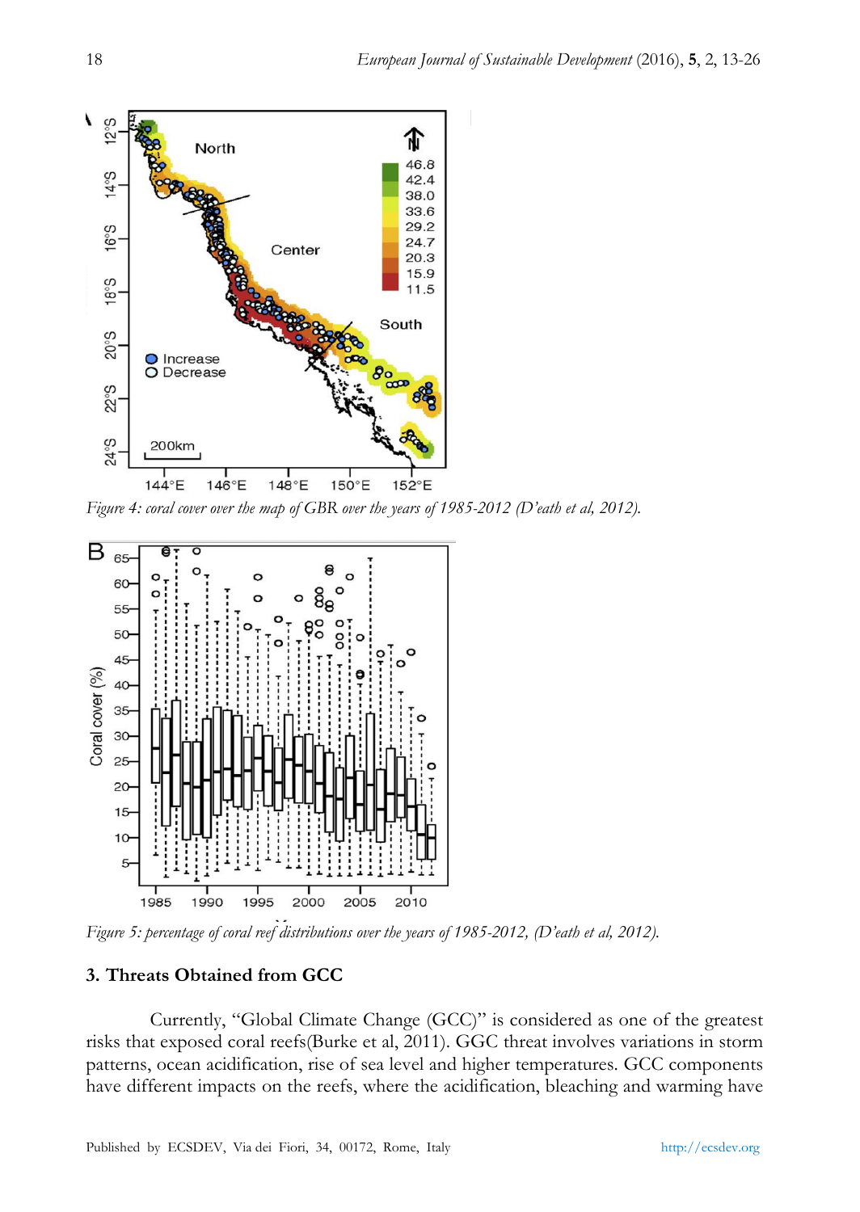*Figure 4: coral cover over the map of GBR over the years of 1985-2012 (D'eath et al, 2012).*

*Figure 5: percentage of coral reef distributions over the years of 1985-2012, (D'eath et al, 2012).*

### 3. Threats Obtained from GCC

Currently, "Global Climate Change (GCC)" is considered as one of the greatest risks that exposed coral reefs(Burke et al, 2011). GGC threat involves variations in storm patterns, ocean acidification, rise of sea level and higher temperatures. GCC components have different impacts on the reefs, where the acidification, bleaching and warming have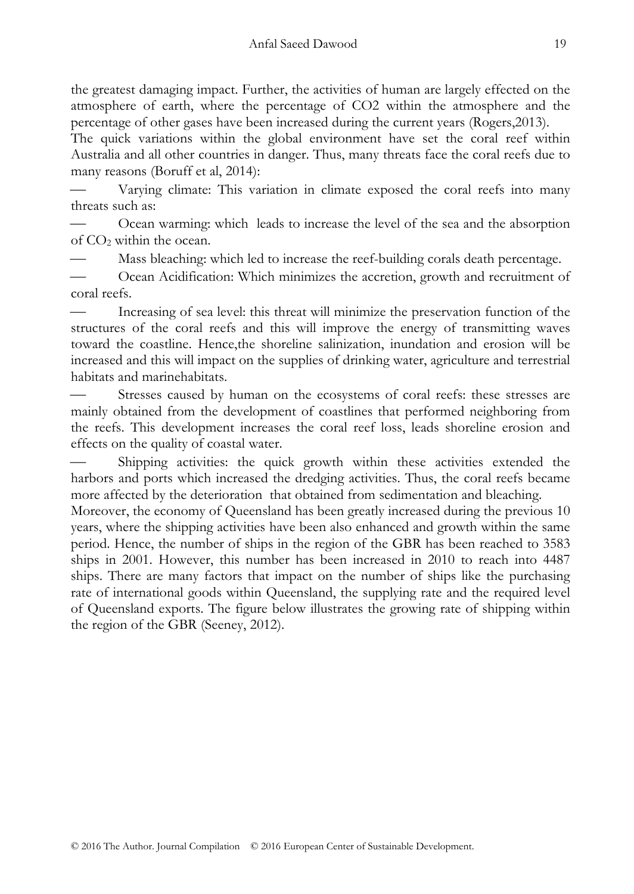the greatest damaging impact. Further, the activities of human are largely effected on the atmosphere of earth, where the percentage of CO2 within the atmosphere and the percentage of other gases have been increased during the current years (Rogers,2013).

The quick variations within the global environment have set the coral reef within Australia and all other countries in danger. Thus, many threats face the coral reefs due to many reasons (Boruff et al, 2014):

- Varying climate: This variation in climate exposed the coral reefs into many threats such as:
- Ocean warming: which leads to increase the level of the sea and the absorption of $CO_2$ within the ocean.
- Mass bleaching: which led to increase the reef-building corals death percentage.
- Ocean Acidification: Which minimizes the accretion, growth and recruitment of coral reefs.
- Increasing of sea level: this threat will minimize the preservation function of the structures of the coral reefs and this will improve the energy of transmitting waves toward the coastline. Hence,the shoreline salinization, inundation and erosion will be increased and this will impact on the supplies of drinking water, agriculture and terrestrial habitats and marinehabitats.
- Stresses caused by human on the ecosystems of coral reefs: these stresses are mainly obtained from the development of coastlines that performed neighboring from the reefs. This development increases the coral reef loss, leads shoreline erosion and effects on the quality of coastal water.
- Shipping activities: the quick growth within these activities extended the harbors and ports which increased the dredging activities. Thus, the coral reefs became more affected by the deterioration that obtained from sedimentation and bleaching.

Moreover, the economy of Queensland has been greatly increased during the previous 10 years, where the shipping activities have been also enhanced and growth within the same period. Hence, the number of ships in the region of the GBR has been reached to 3583 ships in 2001. However, this number has been increased in 2010 to reach into 4487 ships. There are many factors that impact on the number of ships like the purchasing rate of international goods within Queensland, the supplying rate and the required level of Queensland exports. The figure below illustrates the growing rate of shipping within the region of the GBR (Seeney, 2012).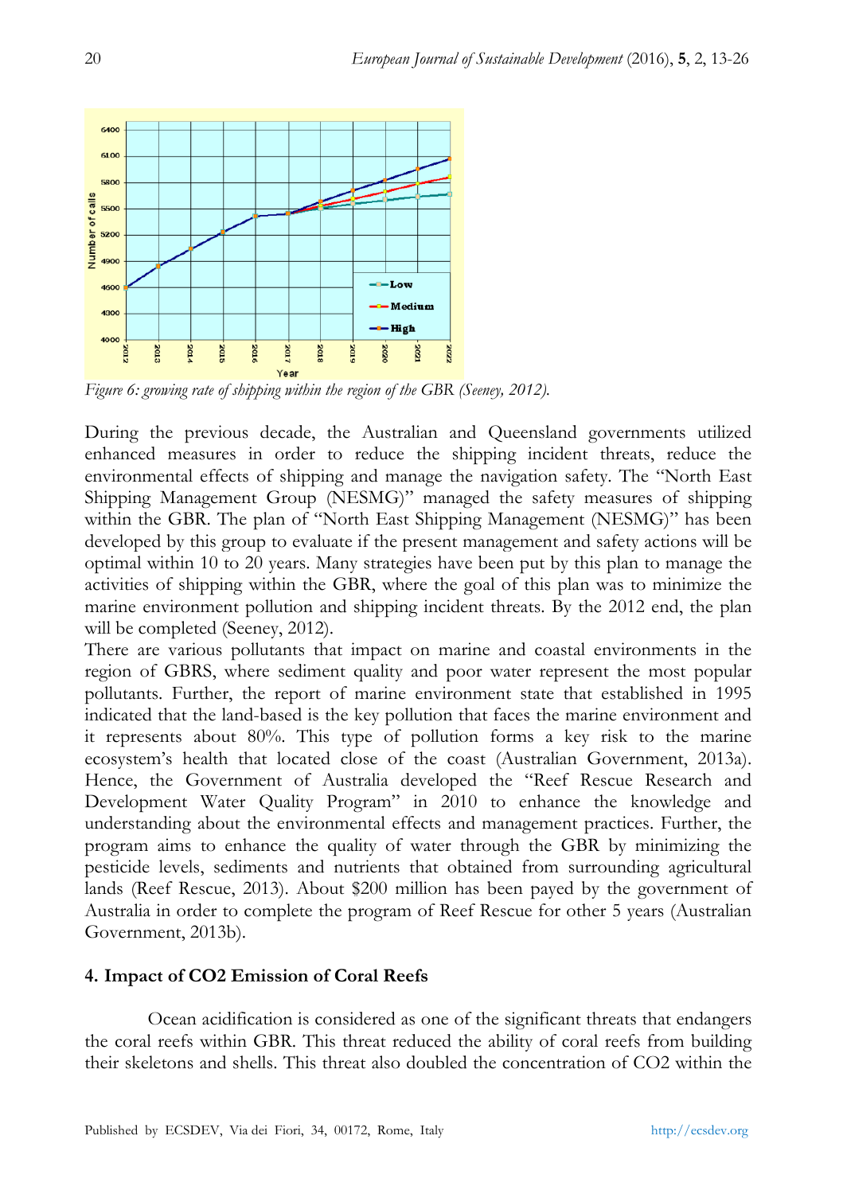*Figure 6: growing rate of shipping within the region of the GBR (Seeney, 2012).*

During the previous decade, the Australian and Queensland governments utilized enhanced measures in order to reduce the shipping incident threats, reduce the environmental effects of shipping and manage the navigation safety. The "North East Shipping Management Group (NESMG)" managed the safety measures of shipping within the GBR. The plan of "North East Shipping Management (NESMG)" has been developed by this group to evaluate if the present management and safety actions will be optimal within 10 to 20 years. Many strategies have been put by this plan to manage the activities of shipping within the GBR, where the goal of this plan was to minimize the marine environment pollution and shipping incident threats. By the 2012 end, the plan will be completed (Seeney, 2012).

There are various pollutants that impact on marine and coastal environments in the region of GBRS, where sediment quality and poor water represent the most popular pollutants. Further, the report of marine environment state that established in 1995 indicated that the land-based is the key pollution that faces the marine environment and it represents about 80%. This type of pollution forms a key risk to the marine ecosystem's health that located close of the coast (Australian Government, 2013a). Hence, the Government of Australia developed the "Reef Rescue Research and Development Water Quality Program" in 2010 to enhance the knowledge and understanding about the environmental effects and management practices. Further, the program aims to enhance the quality of water through the GBR by minimizing the pesticide levels, sediments and nutrients that obtained from surrounding agricultural lands (Reef Rescue, 2013). About $200 million has been payed by the government of Australia in order to complete the program of Reef Rescue for other 5 years (Australian Government, 2013b).

## 4. Impact of CO2 Emission of Coral Reefs

Ocean acidification is considered as one of the significant threats that endangers the coral reefs within GBR. This threat reduced the ability of coral reefs from building their skeletons and shells. This threat also doubled the concentration of CO2 within the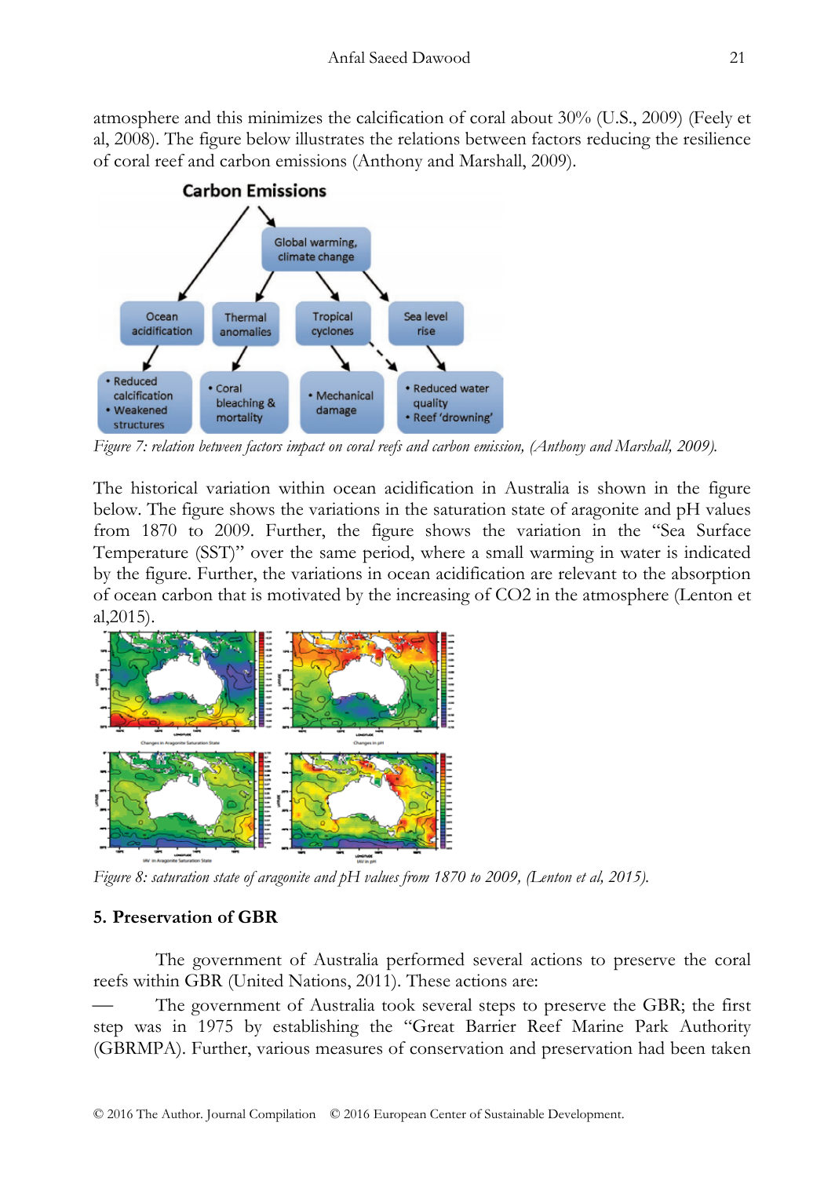atmosphere and this minimizes the calcification of coral about 30% (U.S., 2009) (Feely et al, 2008). The figure below illustrates the relations between factors reducing the resilience of coral reef and carbon emissions (Anthony and Marshall, 2009).

*Figure 7: relation between factors impact on coral reefs and carbon emission, (Anthony and Marshall, 2009).*

The historical variation within ocean acidification in Australia is shown in the figure below. The figure shows the variations in the saturation state of aragonite and pH values from 1870 to 2009. Further, the figure shows the variation in the "Sea Surface Temperature (SST)" over the same period, where a small warming in water is indicated by the figure. Further, the variations in ocean acidification are relevant to the absorption of ocean carbon that is motivated by the increasing of CO2 in the atmosphere (Lenton et al,2015).

*Figure 8: saturation state of aragonite and pH values from 1870 to 2009, (Lenton et al, 2015).*

## 5. Preservation of GBR

The government of Australia performed several actions to preserve the coral reefs within GBR (United Nations, 2011). These actions are:

— The government of Australia took several steps to preserve the GBR; the first step was in 1975 by establishing the "Great Barrier Reef Marine Park Authority (GBRMPA). Further, various measures of conservation and preservation had been taken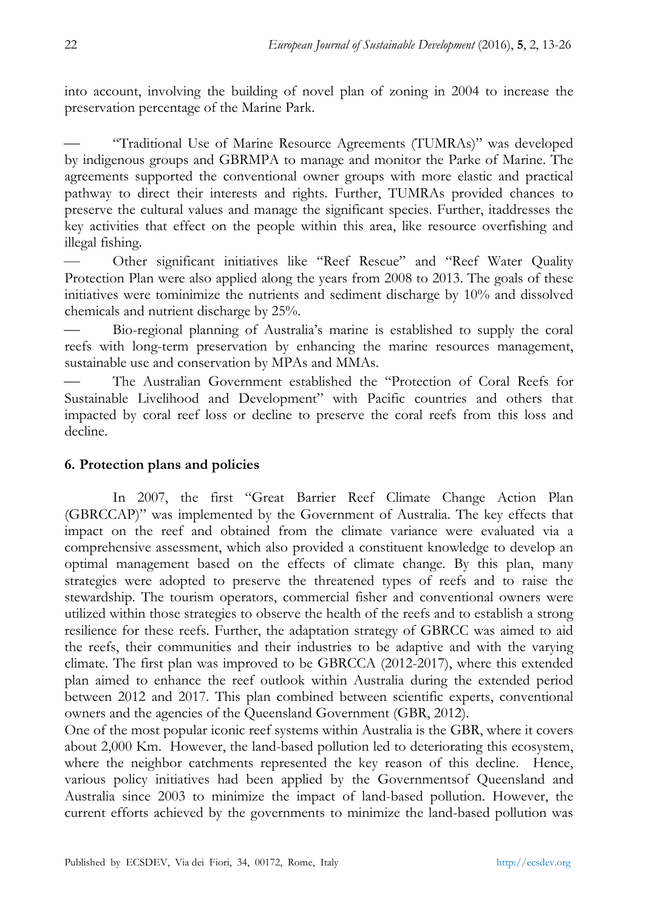into account, involving the building of novel plan of zoning in 2004 to increase the preservation percentage of the Marine Park.

- "Traditional Use of Marine Resource Agreements (TUMRAs)" was developed by indigenous groups and GBRMPA to manage and monitor the Parke of Marine. The agreements supported the conventional owner groups with more elastic and practical pathway to direct their interests and rights. Further, TUMRAs provided chances to preserve the cultural values and manage the significant species. Further, itaddresses the key activities that effect on the people within this area, like resource overfishing and illegal fishing.
- Other significant initiatives like "Reef Rescue" and "Reef Water Quality Protection Plan were also applied along the years from 2008 to 2013. The goals of these initiatives were tominimize the nutrients and sediment discharge by 10% and dissolved chemicals and nutrient discharge by 25%.
- Bio-regional planning of Australia's marine is established to supply the coral reefs with long-term preservation by enhancing the marine resources management, sustainable use and conservation by MPAs and MMAs.
- The Australian Government established the "Protection of Coral Reefs for Sustainable Livelihood and Development" with Pacific countries and others that impacted by coral reef loss or decline to preserve the coral reefs from this loss and decline.

## 6. Protection plans and policies

In 2007, the first "Great Barrier Reef Climate Change Action Plan (GBRCCAP)" was implemented by the Government of Australia. The key effects that impact on the reef and obtained from the climate variance were evaluated via a comprehensive assessment, which also provided a constituent knowledge to develop an optimal management based on the effects of climate change. By this plan, many strategies were adopted to preserve the threatened types of reefs and to raise the stewardship. The tourism operators, commercial fisher and conventional owners were utilized within those strategies to observe the health of the reefs and to establish a strong resilience for these reefs. Further, the adaptation strategy of GBRCC was aimed to aid the reefs, their communities and their industries to be adaptive and with the varying climate. The first plan was improved to be GBRCCA (2012-2017), where this extended plan aimed to enhance the reef outlook within Australia during the extended period between 2012 and 2017. This plan combined between scientific experts, conventional owners and the agencies of the Queensland Government (GBR, 2012).

One of the most popular iconic reef systems within Australia is the GBR, where it covers about 2,000 Km. However, the land-based pollution led to deteriorating this ecosystem, where the neighbor catchments represented the key reason of this decline. Hence, various policy initiatives had been applied by the Governmentsof Queensland and Australia since 2003 to minimize the impact of land-based pollution. However, the current efforts achieved by the governments to minimize the land-based pollution was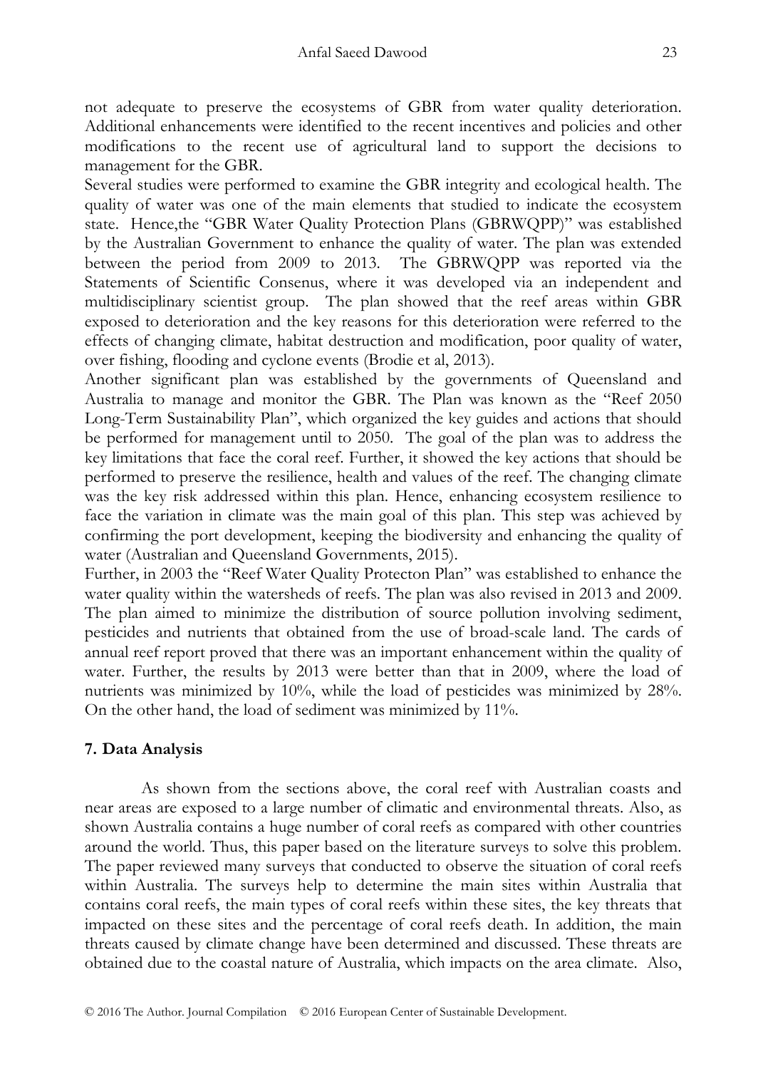not adequate to preserve the ecosystems of GBR from water quality deterioration. Additional enhancements were identified to the recent incentives and policies and other modifications to the recent use of agricultural land to support the decisions to management for the GBR.

Several studies were performed to examine the GBR integrity and ecological health. The quality of water was one of the main elements that studied to indicate the ecosystem state. Hence,the "GBR Water Quality Protection Plans (GBRWQPP)" was established by the Australian Government to enhance the quality of water. The plan was extended between the period from 2009 to 2013. The GBRWQPP was reported via the Statements of Scientific Consenus, where it was developed via an independent and multidisciplinary scientist group. The plan showed that the reef areas within GBR exposed to deterioration and the key reasons for this deterioration were referred to the effects of changing climate, habitat destruction and modification, poor quality of water, over fishing, flooding and cyclone events (Brodie et al, 2013).

Another significant plan was established by the governments of Queensland and Australia to manage and monitor the GBR. The Plan was known as the "Reef 2050 Long-Term Sustainability Plan", which organized the key guides and actions that should be performed for management until to 2050. The goal of the plan was to address the key limitations that face the coral reef. Further, it showed the key actions that should be performed to preserve the resilience, health and values of the reef. The changing climate was the key risk addressed within this plan. Hence, enhancing ecosystem resilience to face the variation in climate was the main goal of this plan. This step was achieved by confirming the port development, keeping the biodiversity and enhancing the quality of water (Australian and Queensland Governments, 2015).

Further, in 2003 the "Reef Water Quality Protecton Plan" was established to enhance the water quality within the watersheds of reefs. The plan was also revised in 2013 and 2009. The plan aimed to minimize the distribution of source pollution involving sediment, pesticides and nutrients that obtained from the use of broad-scale land. The cards of annual reef report proved that there was an important enhancement within the quality of water. Further, the results by 2013 were better than that in 2009, where the load of nutrients was minimized by 10%, while the load of pesticides was minimized by 28%. On the other hand, the load of sediment was minimized by 11%.

## 7. Data Analysis

As shown from the sections above, the coral reef with Australian coasts and near areas are exposed to a large number of climatic and environmental threats. Also, as shown Australia contains a huge number of coral reefs as compared with other countries around the world. Thus, this paper based on the literature surveys to solve this problem. The paper reviewed many surveys that conducted to observe the situation of coral reefs within Australia. The surveys help to determine the main sites within Australia that contains coral reefs, the main types of coral reefs within these sites, the key threats that impacted on these sites and the percentage of coral reefs death. In addition, the main threats caused by climate change have been determined and discussed. These threats are obtained due to the coastal nature of Australia, which impacts on the area climate. Also,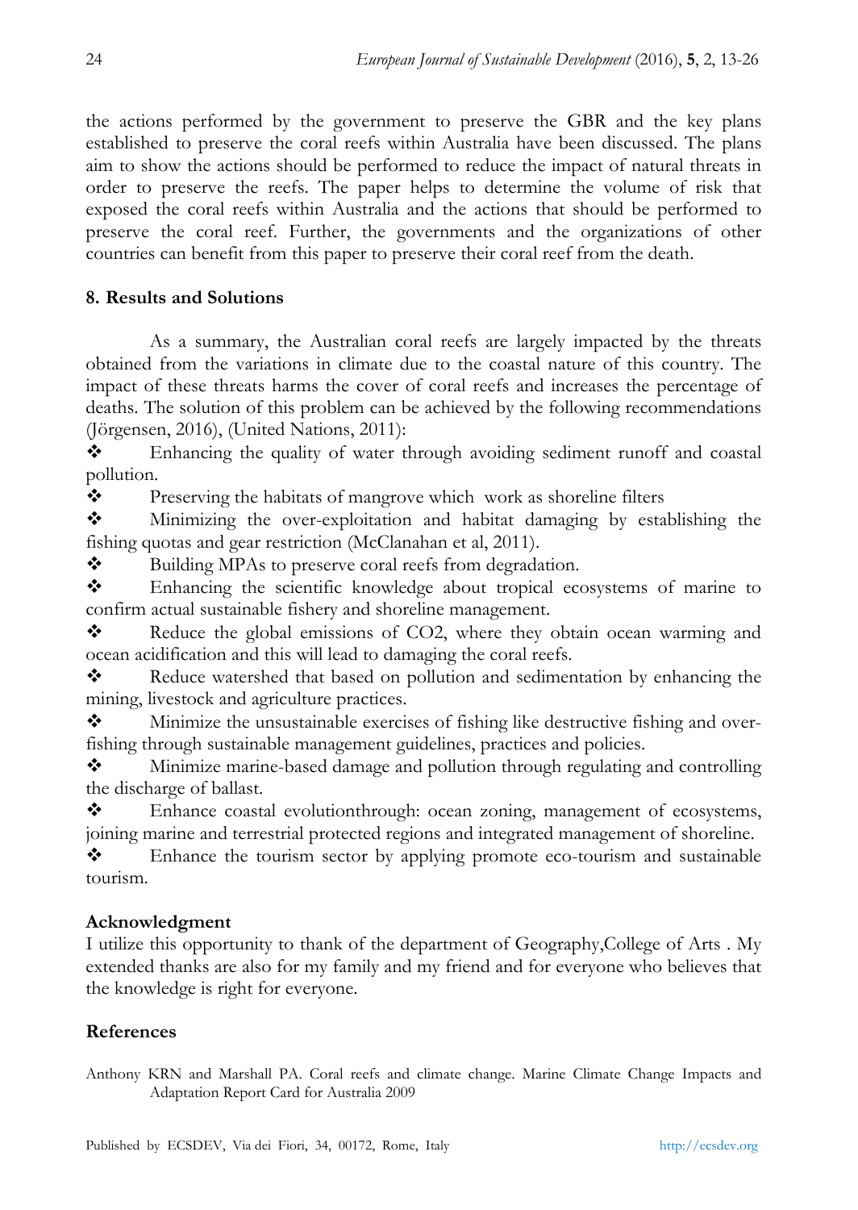the actions performed by the government to preserve the GBR and the key plans established to preserve the coral reefs within Australia have been discussed. The plans aim to show the actions should be performed to reduce the impact of natural threats in order to preserve the reefs. The paper helps to determine the volume of risk that exposed the coral reefs within Australia and the actions that should be performed to preserve the coral reef. Further, the governments and the organizations of other countries can benefit from this paper to preserve their coral reef from the death.

## 8. Results and Solutions

As a summary, the Australian coral reefs are largely impacted by the threats obtained from the variations in climate due to the coastal nature of this country. The impact of these threats harms the cover of coral reefs and increases the percentage of deaths. The solution of this problem can be achieved by the following recommendations (Jörgensen, 2016), (United Nations, 2011):

- Enhancing the quality of water through avoiding sediment runoff and coastal pollution.
- Preserving the habitats of mangrove which work as shoreline filters
- Minimizing the over-exploitation and habitat damaging by establishing the fishing quotas and gear restriction (McClanahan et al, 2011).
- Building MPAs to preserve coral reefs from degradation.
- Enhancing the scientific knowledge about tropical ecosystems of marine to confirm actual sustainable fishery and shoreline management.
- Reduce the global emissions of $CO_2$, where they obtain ocean warming and ocean acidification and this will lead to damaging the coral reefs.
- Reduce watershed that based on pollution and sedimentation by enhancing the mining, livestock and agriculture practices.
- Minimize the unsustainable exercises of fishing like destructive fishing and over-fishing through sustainable management guidelines, practices and policies.
- Minimize marine-based damage and pollution through regulating and controlling the discharge of ballast.
- Enhance coastal evolutionthrough: ocean zoning, management of ecosystems, joining marine and terrestrial protected regions and integrated management of shoreline.
- Enhance the tourism sector by applying promote eco-tourism and sustainable tourism.

## Acknowledgment

I utilize this opportunity to thank of the department of Geography,College of Arts . My extended thanks are also for my family and my friend and for everyone who believes that the knowledge is right for everyone.

## References

Anthony KRN and Marshall PA. Coral reefs and climate change. Marine Climate Change Impacts and Adaptation Report Card for Australia 2009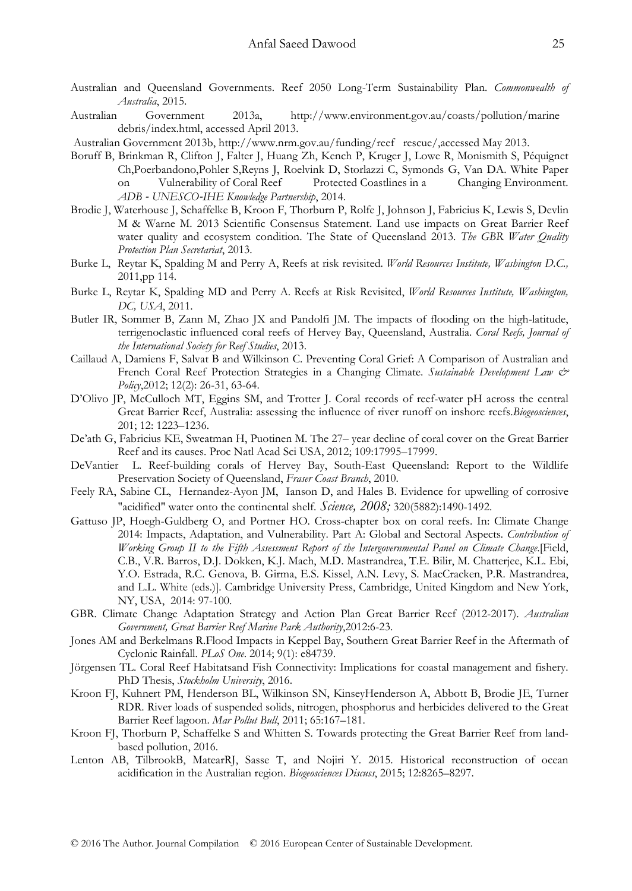Australian and Queensland Governments. Reef 2050 Long-Term Sustainability Plan. *Commonwealth of Australia*, 2015.

Australian Government 2013a, http://www.environment.gov.au/coasts/pollution/marine debris/index.html, accessed April 2013.

Australian Government 2013b, http://www.nrm.gov.au/funding/reef rescue/,accessed May 2013.

Boruff B, Brinkman R, Clifton J, Falter J, Huang Zh, Kench P, Kruger J, Lowe R, Monismith S, Péquignet Ch,Poerbandono,Pohler S,Reyns J, Roelvink D, Storlazzi C, Symonds G, Van DA. White Paper on Vulnerability of Coral Reef Protected Coastlines in a Changing Environment. *ADB - UNESCO-IHE Knowledge Partnership*, 2014.

Brodie J, Waterhouse J, Schaffelke B, Kroon F, Thorburn P, Rolfe J, Johnson J, Fabricius K, Lewis S, Devlin M & Warne M. 2013 Scientific Consensus Statement. Land use impacts on Great Barrier Reef water quality and ecosystem condition. The State of Queensland 2013. *The GBR Water Quality Protection Plan Secretariat*, 2013.

Burke L, Reytar K, Spalding M and Perry A, Reefs at risk revisited. *World Resources Institute, Washington D.C.,* 2011,pp 114.

Burke L, Reytar K, Spalding MD and Perry A. Reefs at Risk Revisited, *World Resources Institute, Washington, DC, USA*, 2011.

Butler IR, Sommer B, Zann M, Zhao JX and Pandolfi JM. The impacts of flooding on the high-latitude, terrigenoclastic influenced coral reefs of Hervey Bay, Queensland, Australia. *Coral Reefs, Journal of the International Society for Reef Studies*, 2013.

Caillaud A, Damiens F, Salvat B and Wilkinson C. Preventing Coral Grief: A Comparison of Australian and French Coral Reef Protection Strategies in a Changing Climate. *Sustainable Development Law & Policy*,2012; 12(2): 26-31, 63-64.

D'Olivo JP, McCulloch MT, Eggins SM, and Trotter J. Coral records of reef-water pH across the central Great Barrier Reef, Australia: assessing the influence of river runoff on inshore reefs.*Biogeosciences*, 201; 12: 1223–1236.

De'ath G, Fabricius KE, Sweatman H, Puotinen M. The 27– year decline of coral cover on the Great Barrier Reef and its causes. Proc Natl Acad Sci USA, 2012; 109:17995–17999.

DeVantier L. Reef-building corals of Hervey Bay, South-East Queensland: Report to the Wildlife Preservation Society of Queensland, *Fraser Coast Branch*, 2010.

Feely RA, Sabine CL, Hernandez-Ayon JM, Ianson D, and Hales B. Evidence for upwelling of corrosive "acidified" water onto the continental shelf. *Science, 2008;* 320(5882):1490-1492.

Gattuso JP, Hoegh-Guldberg O, and Portner HO. Cross-chapter box on coral reefs. In: Climate Change 2014: Impacts, Adaptation, and Vulnerability. Part A: Global and Sectoral Aspects. *Contribution of Working Group II to the Fifth Assessment Report of the Intergovernmental Panel on Climate Change.*[Field, C.B., V.R. Barros, D.J. Dokken, K.J. Mach, M.D. Mastrandrea, T.E. Bilir, M. Chatterjee, K.L. Ebi, Y.O. Estrada, R.C. Genova, B. Girma, E.S. Kissel, A.N. Levy, S. MacCracken, P.R. Mastrandrea, and L.L. White (eds.)]. Cambridge University Press, Cambridge, United Kingdom and New York, NY, USA, 2014: 97-100.

GBR. Climate Change Adaptation Strategy and Action Plan Great Barrier Reef (2012-2017). *Australian Government, Great Barrier Reef Marine Park Authority*,2012:6-23.

Jones AM and Berkelmans R.Flood Impacts in Keppel Bay, Southern Great Barrier Reef in the Aftermath of Cyclonic Rainfall. *PLoS One*. 2014; 9(1): e84739.

Jörgensen TL. Coral Reef Habitatsand Fish Connectivity: Implications for coastal management and fishery. PhD Thesis, *Stockholm University*, 2016.

Kroon FJ, Kuhnert PM, Henderson BL, Wilkinson SN, KinseyHenderson A, Abbott B, Brodie JE, Turner RDR. River loads of suspended solids, nitrogen, phosphorus and herbicides delivered to the Great Barrier Reef lagoon. *Mar Pollut Bull*, 2011; 65:167–181.

Kroon FJ, Thorburn P, Schaffelke S and Whitten S. Towards protecting the Great Barrier Reef from land-based pollution, 2016.

Lenton AB, TilbrookB, MatearRJ, Sasse T, and Nojiri Y. 2015. Historical reconstruction of ocean acidification in the Australian region. *Biogeosciences Discuss*, 2015; 12:8265–8297.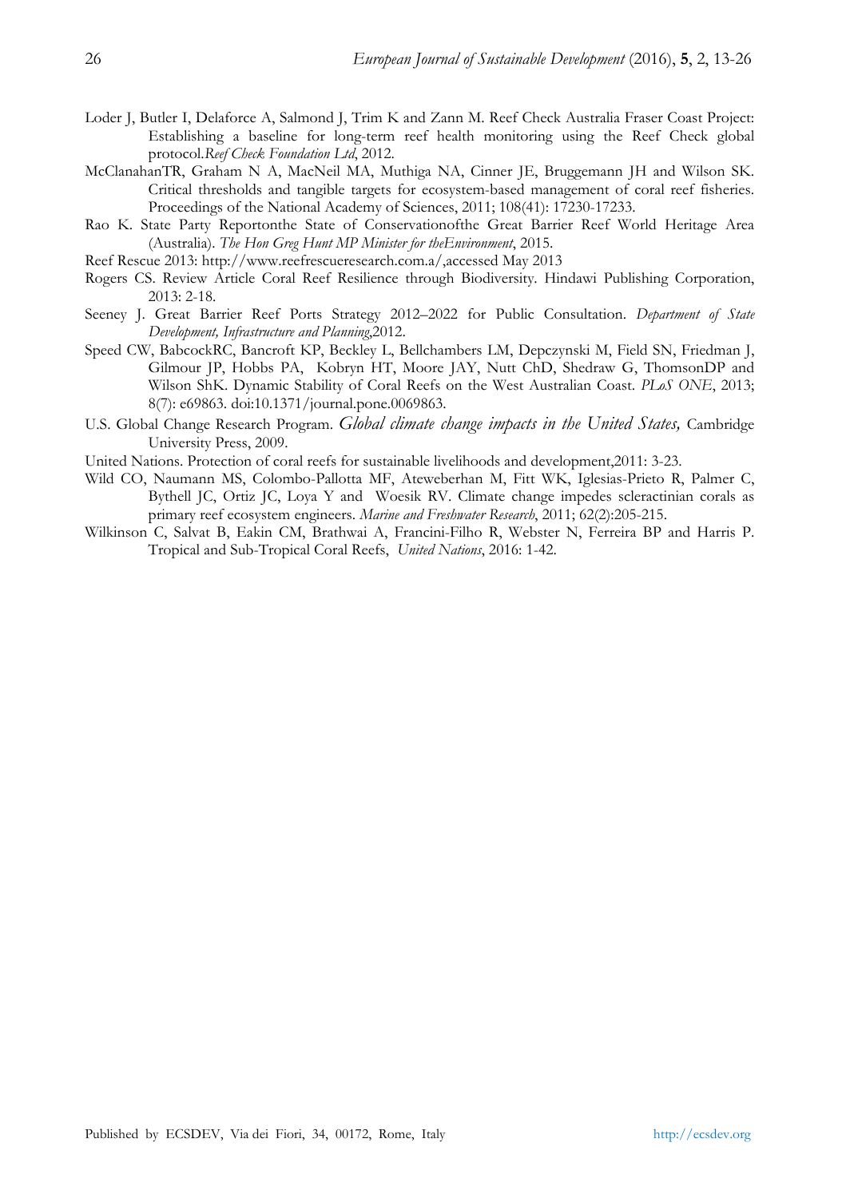Loder J, Butler I, Delaforce A, Salmond J, Trim K and Zann M. Reef Check Australia Fraser Coast Project: Establishing a baseline for long-term reef health monitoring using the Reef Check global protocol.*Reef Check Foundation Ltd*, 2012.

McClanahanTR, Graham N A, MacNeil MA, Muthiga NA, Cinner JE, Bruggemann JH and Wilson SK. Critical thresholds and tangible targets for ecosystem-based management of coral reef fisheries. Proceedings of the National Academy of Sciences, 2011; 108(41): 17230-17233.

Rao K. State Party Reportonthe State of Conservationofthe Great Barrier Reef World Heritage Area (Australia). *The Hon Greg Hunt MP Minister for theEnvironment*, 2015.

Reef Rescue 2013: http://www.reefrescueresearch.com.a/,accessed May 2013

Rogers CS. Review Article Coral Reef Resilience through Biodiversity. Hindawi Publishing Corporation, 2013: 2-18.

Seeney J. Great Barrier Reef Ports Strategy 2012–2022 for Public Consultation. *Department of State Development, Infrastructure and Planning*,2012.

Speed CW, BabcockRC, Bancroft KP, Beckley L, Bellchambers LM, Depczynski M, Field SN, Friedman J, Gilmour JP, Hobbs PA, Kobryn HT, Moore JAY, Nutt ChD, Shedraw G, ThomsonDP and Wilson ShK. Dynamic Stability of Coral Reefs on the West Australian Coast. *PLoS ONE*, 2013; 8(7): e69863. doi:10.1371/journal.pone.0069863.

U.S. Global Change Research Program. *Global climate change impacts in the United States,* Cambridge University Press, 2009.

United Nations. Protection of coral reefs for sustainable livelihoods and development,2011: 3-23.

Wild CO, Naumann MS, Colombo-Pallotta MF, Ateweberhan M, Fitt WK, Iglesias-Prieto R, Palmer C, Bythell JC, Ortiz JC, Loya Y and Woesik RV. Climate change impedes scleractinian corals as primary reef ecosystem engineers. *Marine and Freshwater Research*, 2011; 62(2):205-215.

Wilkinson C, Salvat B, Eakin CM, Brathwai A, Francini-Filho R, Webster N, Ferreira BP and Harris P. Tropical and Sub-Tropical Coral Reefs, *United Nations*, 2016: 1-42.